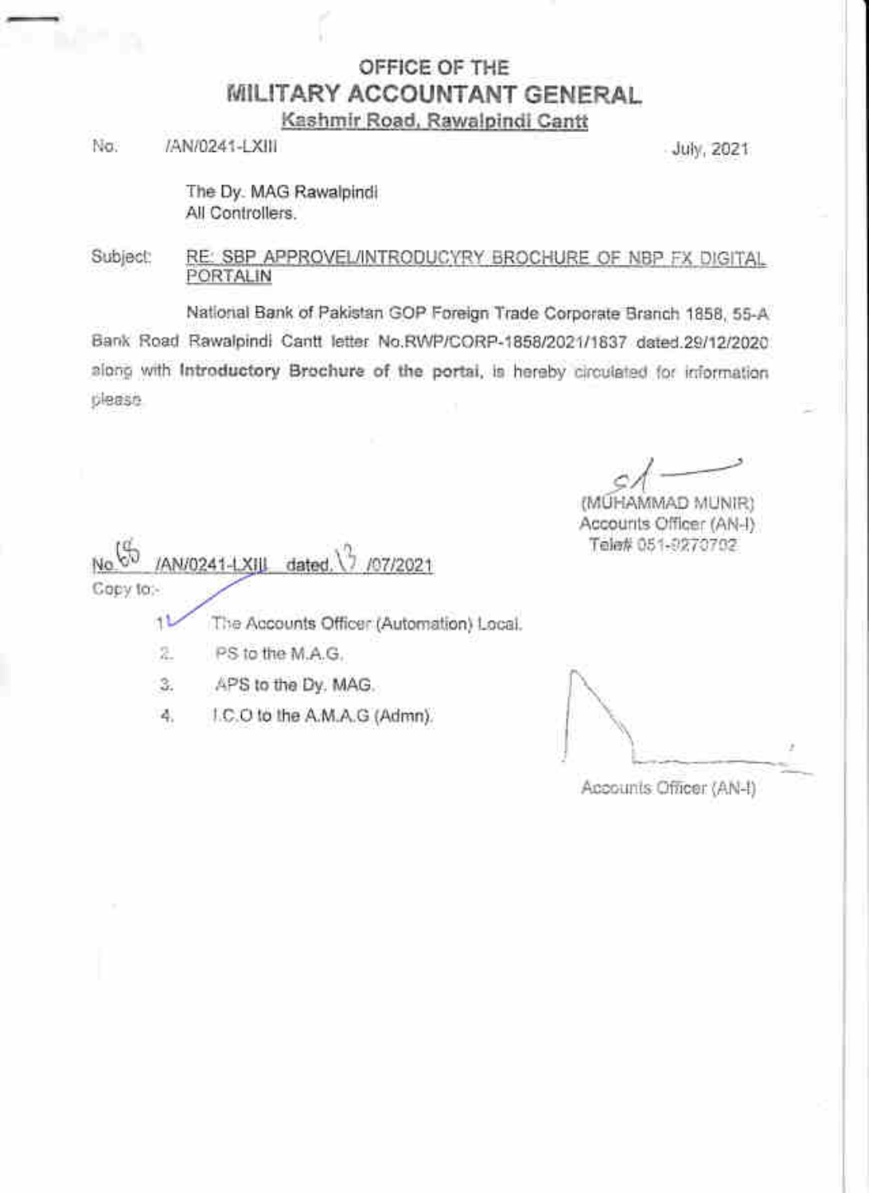# OFFICE OF THE
# MILITARY ACCOUNTANT GENERAL
**Kashmir Road, Rawalpindi Cantt**

No. /AN/0241-LXIII July, 2021

The Dy. MAG Rawalpindi
All Controllers.

Subject: RE: SBP APPROVEL/INTRODUCYRY BROCHURE OF NBP FX DIGITAL PORTALIN

National Bank of Pakistan GOP Foreign Trade Corporate Branch 1858, 55-A Bank Road Rawalpindi Cantt letter No.RWP/CORP-1858/2021/1837 dated.29/12/2020 along with **Introductory Brochure of the portal**, is hereby circulated for information please.

(MUHAMMAD MUNIR)
Accounts Officer (AN-I)
Tele# 051-9270702

No. 65 /AN/0241-LXIII dated. 13 /07/2021

Copy to:-

1. The Accounts Officer (Automation) Local.
2. PS to the M.A.G.
3. APS to the Dy. MAG.
4. I.C.O to the A.M.A.G (Admn).

Accounts Officer (AN-I)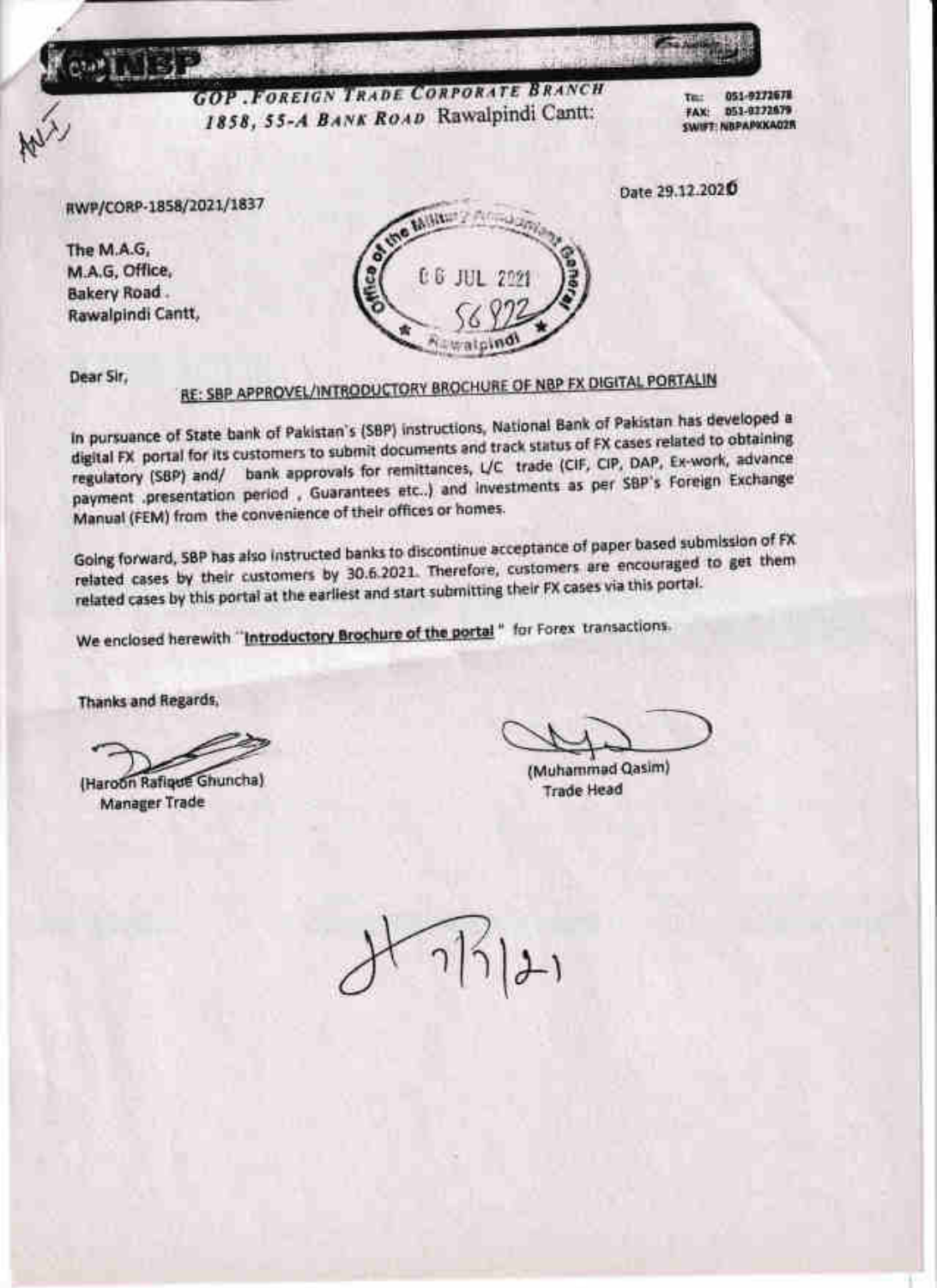**NBP**

**GOP .FOREIGN TRADE CORPORATE BRANCH**
**1858, 55-A BANK ROAD Rawalpindi Cantt:**

Tel: 051-9272678
FAX: 051-9272679
SWIFT: NBPAPKKA02R

RWP/CORP-1858/2021/1837

Date 29.12.2020

The M.A.G,
M.A.G, Office,
Bakery Road .
Rawalpindi Cantt,

Office of the Military Accountant General
06 JUL 2021
5692
Rawalpindi

Dear Sir,

**RE: SBP APPROVEL/INTRODUCTORY BROCHURE OF NBP FX DIGITAL PORTALIN**

In pursuance of State bank of Pakistan's (SBP) instructions, National Bank of Pakistan has developed a digital FX portal for its customers to submit documents and track status of FX cases related to obtaining regulatory (SBP) and/ bank approvals for remittances, L/C trade (CIF, CIP, DAP, Ex-work, advance payment .presentation period , Guarantees etc..) and investments as per SBP's Foreign Exchange Manual (FEM) from the convenience of their offices or homes.

Going forward, SBP has also instructed banks to discontinue acceptance of paper based submission of FX related cases by their customers by 30.6.2021. Therefore, customers are encouraged to get them related cases by this portal at the earliest and start submitting their FX cases via this portal.

We enclosed herewith "**Introductory Brochure of the portal**" for Forex transactions.

Thanks and Regards,

(Haroon Rafique Ghuncha)
Manager Trade

(Muhammad Qasim)
Trade Head

7/7/21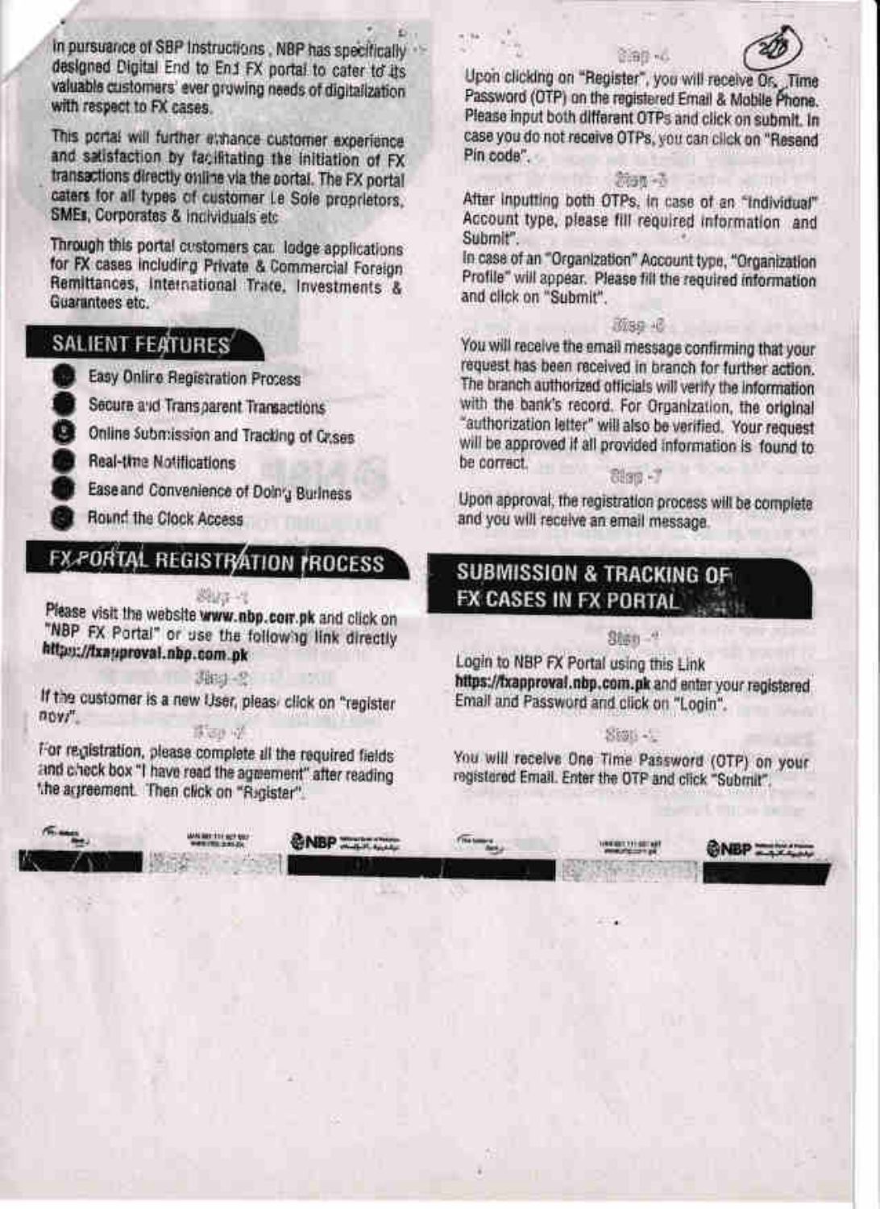In pursuance of SBP Instructions, NBP has specifically designed Digital End to End FX portal to cater to its valuable customers' ever growing needs of digitalization with respect to FX cases.

This portal will further enhance customer experience and satisfaction by facilitating the initiation of FX transactions directly online via the portal. The FX portal caters for all types of customer i.e Sole proprietors, SMEs, Corporates & individuals etc

Through this portal customers can lodge applications for FX cases including Private & Commercial Foreign Remittances, International Trade, Investments & Guarantees etc.

## SALIENT FEATURES

- Easy Online Registration Process
- Secure and Transparent Transactions
- Online Submission and Tracking of Cases
- Real-time Notifications
- Ease and Convenience of Doing Business
- Round the Clock Access

## FX PORTAL REGISTRATION PROCESS

**Step -1**

Please visit the website **www.nbp.com.pk** and click on "NBP FX Portal" or use the following link directly **https://fxapproval.nbp.com.pk**

**Step -2**

If the customer is a new User, please click on "register now".

**Step -3**

For registration, please complete all the required fields and check box "I have read the agreement" after reading the agreement. Then click on "Register".

**Step -4**

Upon clicking on "Register", you will receive One Time Password (OTP) on the registered Email & Mobile Phone. Please input both different OTPs and click on submit. In case you do not receive OTPs, you can click on "Resend Pin code".

**Step -5**

After inputting both OTPs, in case of an "Individual" Account type, please fill required information and Submit".

In case of an "Organization" Account type, "Organization Profile" will appear. Please fill the required information and click on "Submit".

**Step -6**

You will receive the email message confirming that your request has been received in branch for further action. The branch authorized officials will verify the information with the bank's record. For Organization, the original "authorization letter" will also be verified. Your request will be approved if all provided information is found to be correct.

**Step -7**

Upon approval, the registration process will be complete and you will receive an email message.

## SUBMISSION & TRACKING OF FX CASES IN FX PORTAL

**Step -1**

Login to NBP FX Portal using this Link **https://fxapproval.nbp.com.pk** and enter your registered Email and Password and click on "Login".

**Step -2**

You will receive One Time Password (OTP) on your registered Email. Enter the OTP and click "Submit".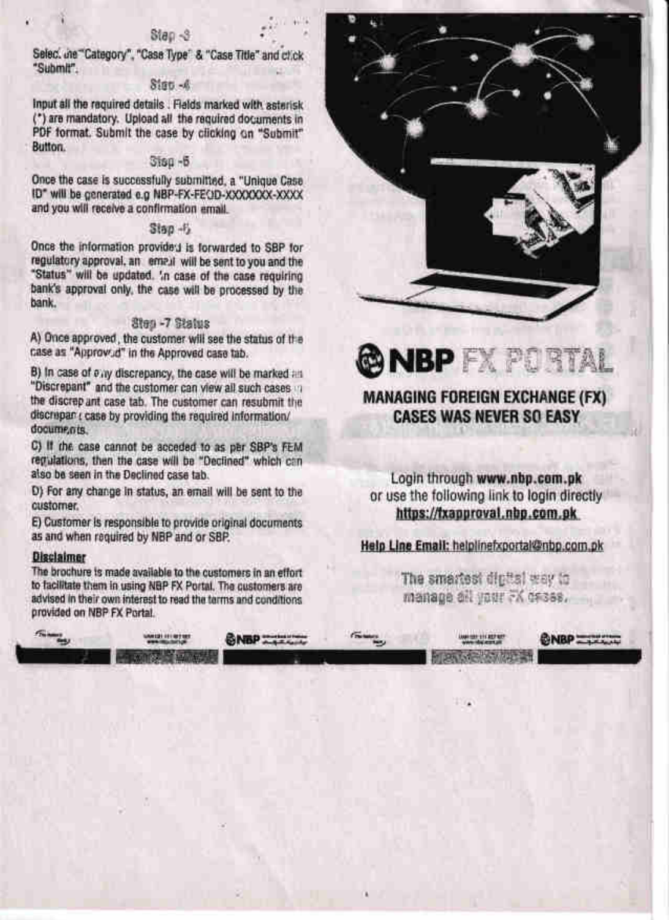### Step -3

Select the "Category", "Case Type" & "Case Title" and click "Submit".

### Step -4

Input all the required details. Fields marked with asterisk (*) are mandatory. Upload all the required documents in PDF format. Submit the case by clicking on "Submit" Button.

### Step -5

Once the case is successfully submitted, a "Unique Case ID" will be generated e.g NBP-FX-FEOD-XXXXXXX-XXXX and you will receive a confirmation email.

### Step -6

Once the information provided is forwarded to SBP for regulatory approval, an email will be sent to you and the "Status" will be updated. In case of the case requiring bank's approval only, the case will be processed by the bank.

### Step -7 Status

A) Once approved, the customer will see the status of the case as "Approved" in the Approved case tab.

B) In case of any discrepancy, the case will be marked as "Discrepant" and the customer can view all such cases in the discrepant case tab. The customer can resubmit the discrepant case by providing the required information/ documents.

C) If the case cannot be acceded to as per SBP's FEM regulations, then the case will be "Declined" which can also be seen in the Declined case tab.

D) For any change in status, an email will be sent to the customer.

E) Customer is responsible to provide original documents as and when required by NBP and or SBP.

**Disclaimer**

The brochure is made available to the customers in an effort to facilitate them in using NBP FX Portal. The customers are advised in their own interest to read the terms and conditions provided on NBP FX Portal.

# NBP FX PORTAL

## MANAGING FOREIGN EXCHANGE (FX) CASES WAS NEVER SO EASY

Login through **www.nbp.com.pk**
or use the following link to login directly
**https://fxapproval.nbp.com.pk**

**Help Line Email:** helplinefxportal@nbp.com.pk

The smartest digital way to manage all your FX cases.